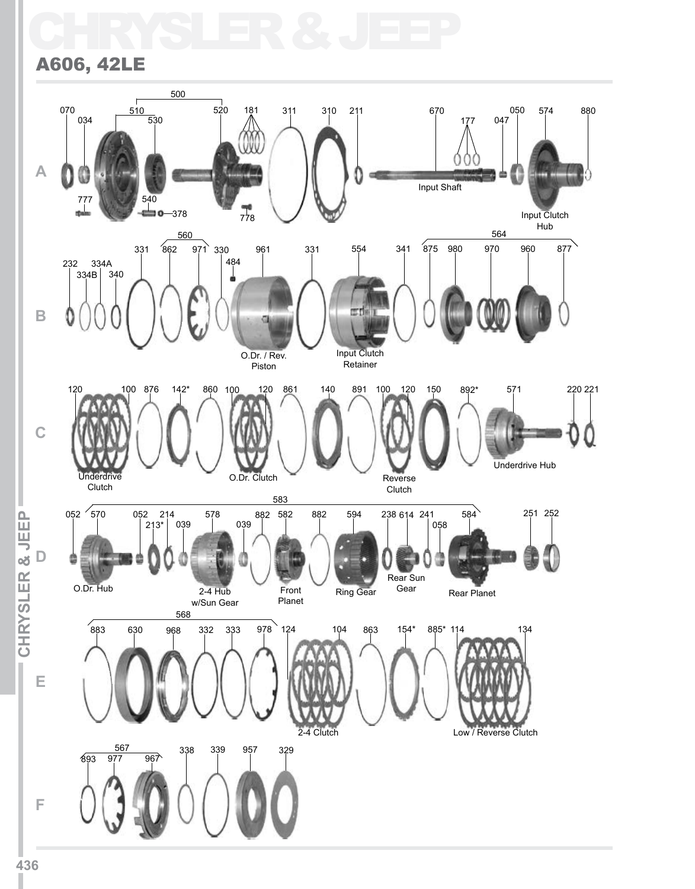# CHRYSLER & JEEP

## A606, 42LE

A

500
070
510
034
530
520
181
311
310
211
670
177
050
047
574
880
777
540
378
778
Input Shaft
Input Clutch Hub

B

560
564
232
334A
334B
340
331
862
971
330
484
961
331
554
341
875
980
970
960
877
O.Dr. / Rev. Piston
Input Clutch Retainer

C

120
100
876
142*
860
100
120
861
140
891
100
120
150
892*
571
220
221
Underdrive Clutch
O.Dr. Clutch
Reverse Clutch
Underdrive Hub

D

583
052
570
052
214
213*
039
578
039
882
582
882
594
238
614
241
058
584
251
252
O.Dr. Hub
2-4 Hub w/Sun Gear
Front Planet
Ring Gear
Rear Sun Gear
Rear Planet

E

568
883
630
968
332
333
978
124
104
863
154*
885*
114
134
2-4 Clutch
Low / Reverse Clutch

F

567
893
977
967
338
339
957
329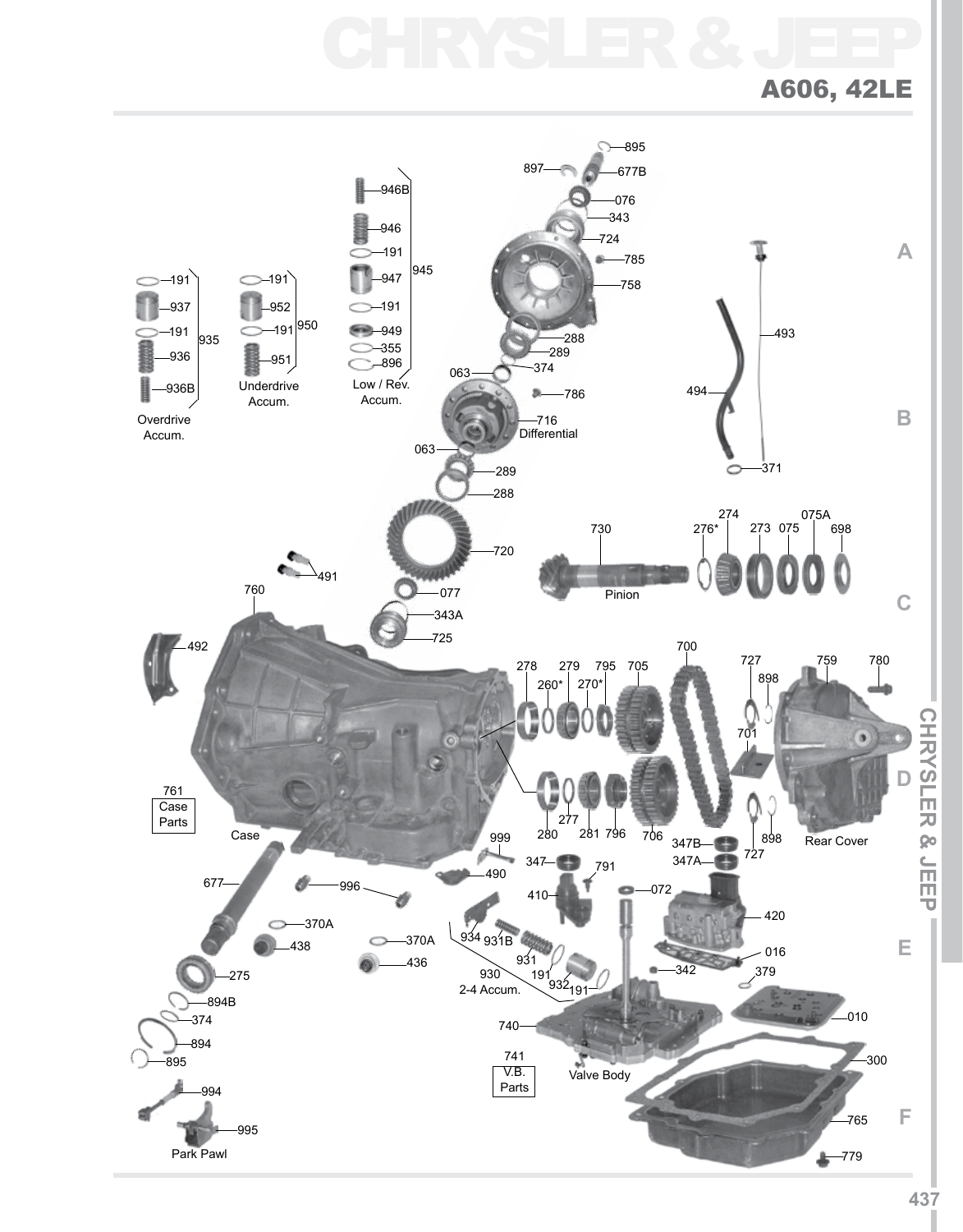# CHRYSLER & JEEP

## A606, 42LE

895
897
677B
076
343
724
785
758
288
289
374
063
786
716
Differential
063
289
288
720
077
343A
725

946B
946
191
947
945
191
949
355
896
Low / Rev. Accum.

191
952
191
950
951
Underdrive Accum.

191
937
191
935
936
936B
Overdrive Accum.

493
494
371

730
Pinion
276*
274
273
075
075A
698

491
760
492

700
278
279
795
705
260*
270*
727
898
701
759
780
Rear Cover

280
277
281
796
706
347B
347A
727
898

761 Case Parts
Case

999
490
347
791
410
072
420
016
342
379

677
996
370A
438
370A
436
934
931B
931
191
932
191
930
2-4 Accum.

275
894B
374
894
895

740
741 V.B. Parts
Valve Body
010
300
765
779

994
995
Park Pawl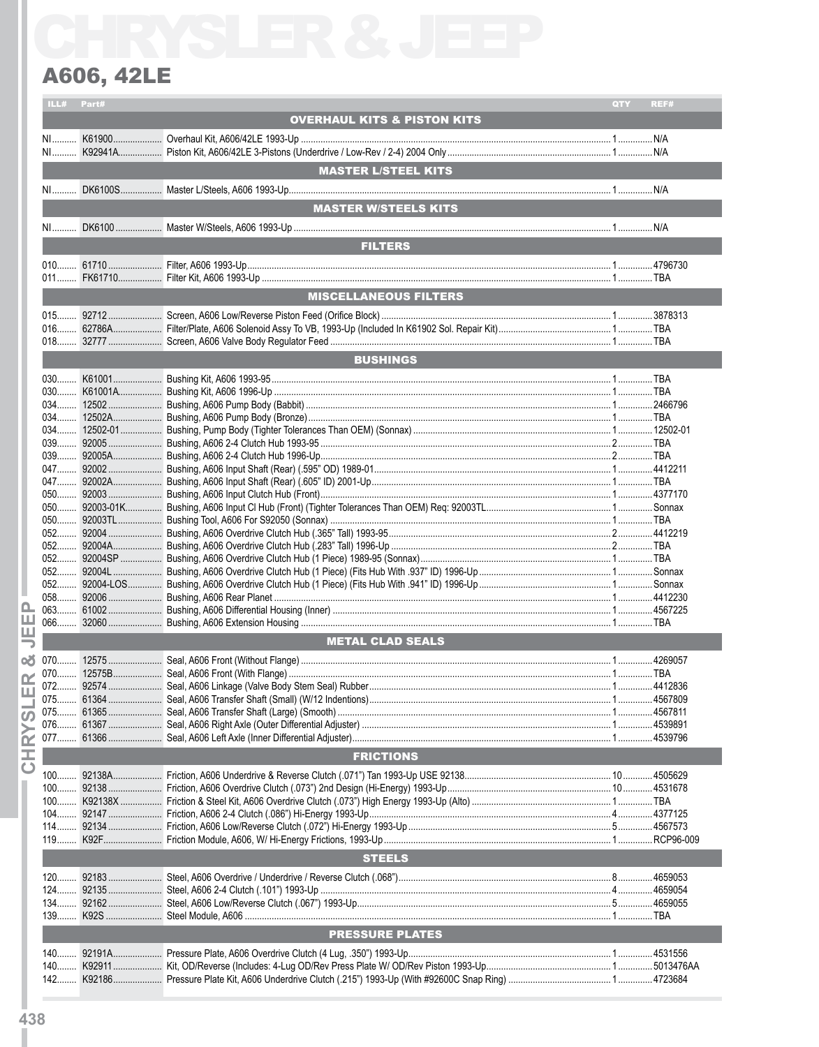# CHRYSLER & JEEP

## A606, 42LE

| ILL# | Part# | | QTY | REF# |
|---|---|---|---|---|
| | | **OVERHAUL KITS & PISTON KITS** | | |
| NI | K61900 | Overhaul Kit, A606/42LE 1993-Up | 1 | N/A |
| NI | K92941A | Piston Kit, A606/42LE 3-Pistons (Underdrive / Low-Rev / 2-4) 2004 Only | 1 | N/A |
| | | **MASTER L/STEEL KITS** | | |
| NI | DK6100S | Master L/Steels, A606 1993-Up | 1 | N/A |
| | | **MASTER W/STEELS KITS** | | |
| NI | DK6100 | Master W/Steels, A606 1993-Up | 1 | N/A |
| | | **FILTERS** | | |
| 010 | 61710 | Filter, A606 1993-Up | 1 | 4796730 |
| 011 | FK61710 | Filter Kit, A606 1993-Up | 1 | TBA |
| | | **MISCELLANEOUS FILTERS** | | |
| 015 | 92712 | Screen, A606 Low/Reverse Piston Feed (Orifice Block) | 1 | 3878313 |
| 016 | 62786A | Filter/Plate, A606 Solenoid Assy To VB, 1993-Up (Included In K61902 Sol. Repair Kit) | 1 | TBA |
| 018 | 32777 | Screen, A606 Valve Body Regulator Feed | 1 | TBA |
| | | **BUSHINGS** | | |
| 030 | K61001 | Bushing Kit, A606 1993-95 | 1 | TBA |
| 030 | K61001A | Bushing Kit, A606 1996-Up | 1 | TBA |
| 034 | 12502 | Bushing, A606 Pump Body (Babbit) | 1 | 2466796 |
| 034 | 12502A | Bushing, A606 Pump Body (Bronze) | 1 | TBA |
| 034 | 12502-01 | Bushing, Pump Body (Tighter Tolerances Than OEM) (Sonnax) | 1 | 12502-01 |
| 039 | 92005 | Bushing, A606 2-4 Clutch Hub 1993-95 | 2 | TBA |
| 039 | 92005A | Bushing, A606 2-4 Clutch Hub 1996-Up | 2 | TBA |
| 047 | 92002 | Bushing, A606 Input Shaft (Rear) (.595" OD) 1989-01 | 1 | 4412211 |
| 047 | 92002A | Bushing, A606 Input Shaft (Rear) (.605" ID) 2001-Up | 1 | TBA |
| 050 | 92003 | Bushing, A606 Input Clutch Hub (Front) | 1 | 4377170 |
| 050 | 92003-01K | Bushing, A606 Input Cl Hub (Front) (Tighter Tolerances Than OEM) Req: 92003TL | 1 | Sonnax |
| 050 | 92003TL | Bushing Tool, A606 For S92050 (Sonnax) | 1 | TBA |
| 052 | 92004 | Bushing, A606 Overdrive Clutch Hub (.365" Tall) 1993-95 | 2 | 4412219 |
| 052 | 92004A | Bushing, A606 Overdrive Clutch Hub (.283" Tall) 1996-Up | 2 | TBA |
| 052 | 92004SP | Bushing, A606 Overdrive Clutch Hub (1 Piece) 1989-95 (Sonnax) | 1 | TBA |
| 052 | 92004L | Bushing, A606 Overdrive Clutch Hub (1 Piece) (Fits Hub With .937" ID) 1996-Up | 1 | Sonnax |
| 052 | 92004-LOS | Bushing, A606 Overdrive Clutch Hub (1 Piece) (Fits Hub With .941" ID) 1996-Up | 1 | Sonnax |
| 058 | 92006 | Bushing, A606 Rear Planet | 1 | 4412230 |
| 063 | 61002 | Bushing, A606 Differential Housing (Inner) | 1 | 4567225 |
| 066 | 32060 | Bushing, A606 Extension Housing | 1 | TBA |
| | | **METAL CLAD SEALS** | | |
| 070 | 12575 | Seal, A606 Front (Without Flange) | 1 | 4269057 |
| 070 | 12575B | Seal, A606 Front (With Flange) | 1 | TBA |
| 072 | 92574 | Seal, A606 Linkage (Valve Body Stem Seal) Rubber | 1 | 4412836 |
| 075 | 61364 | Seal, A606 Transfer Shaft (Small) (W/12 Indentions) | 1 | 4567809 |
| 075 | 61365 | Seal, A606 Transfer Shaft (Large) (Smooth) | 1 | 4567811 |
| 076 | 61367 | Seal, A606 Right Axle (Outer Differential Adjuster) | 1 | 4539891 |
| 077 | 61366 | Seal, A606 Left Axle (Inner Differential Adjuster) | 1 | 4539796 |
| | | **FRICTIONS** | | |
| 100 | 92138A | Friction, A606 Underdrive & Reverse Clutch (.071") Tan 1993-Up USE 92138 | 10 | 4505629 |
| 100 | 92138 | Friction, A606 Overdrive Clutch (.073") 2nd Design (Hi-Energy) 1993-Up | 10 | 4531678 |
| 100 | K92138X | Friction & Steel Kit, A606 Overdrive Clutch (.073") High Energy 1993-Up (Alto) | 1 | TBA |
| 104 | 92147 | Friction, A606 2-4 Clutch (.086") Hi-Energy 1993-Up | 4 | 4377125 |
| 114 | 92134 | Friction, A606 Low/Reverse Clutch (.072") Hi-Energy 1993-Up | 5 | 4567573 |
| 119 | K92F | Friction Module, A606, W/ Hi-Energy Frictions, 1993-Up | 1 | RCP96-009 |
| | | **STEELS** | | |
| 120 | 92183 | Steel, A606 Overdrive / Underdrive / Reverse Clutch (.068") | 8 | 4659053 |
| 124 | 92135 | Steel, A606 2-4 Clutch (.101") 1993-Up | 4 | 4659054 |
| 134 | 92162 | Steel, A606 Low/Reverse Clutch (.067") 1993-Up | 5 | 4659055 |
| 139 | K92S | Steel Module, A606 | 1 | TBA |
| | | **PRESSURE PLATES** | | |
| 140 | 92191A | Pressure Plate, A606 Overdrive Clutch (4 Lug, .350") 1993-Up | 1 | 4531556 |
| 140 | K92911 | Kit, OD/Reverse (Includes: 4-Lug OD/Rev Press Plate W/ OD/Rev Piston 1993-Up | 1 | 5013476AA |
| 142 | K92186 | Pressure Plate Kit, A606 Underdrive Clutch (.215") 1993-Up (With #92600C Snap Ring) | 1 | 4723684 |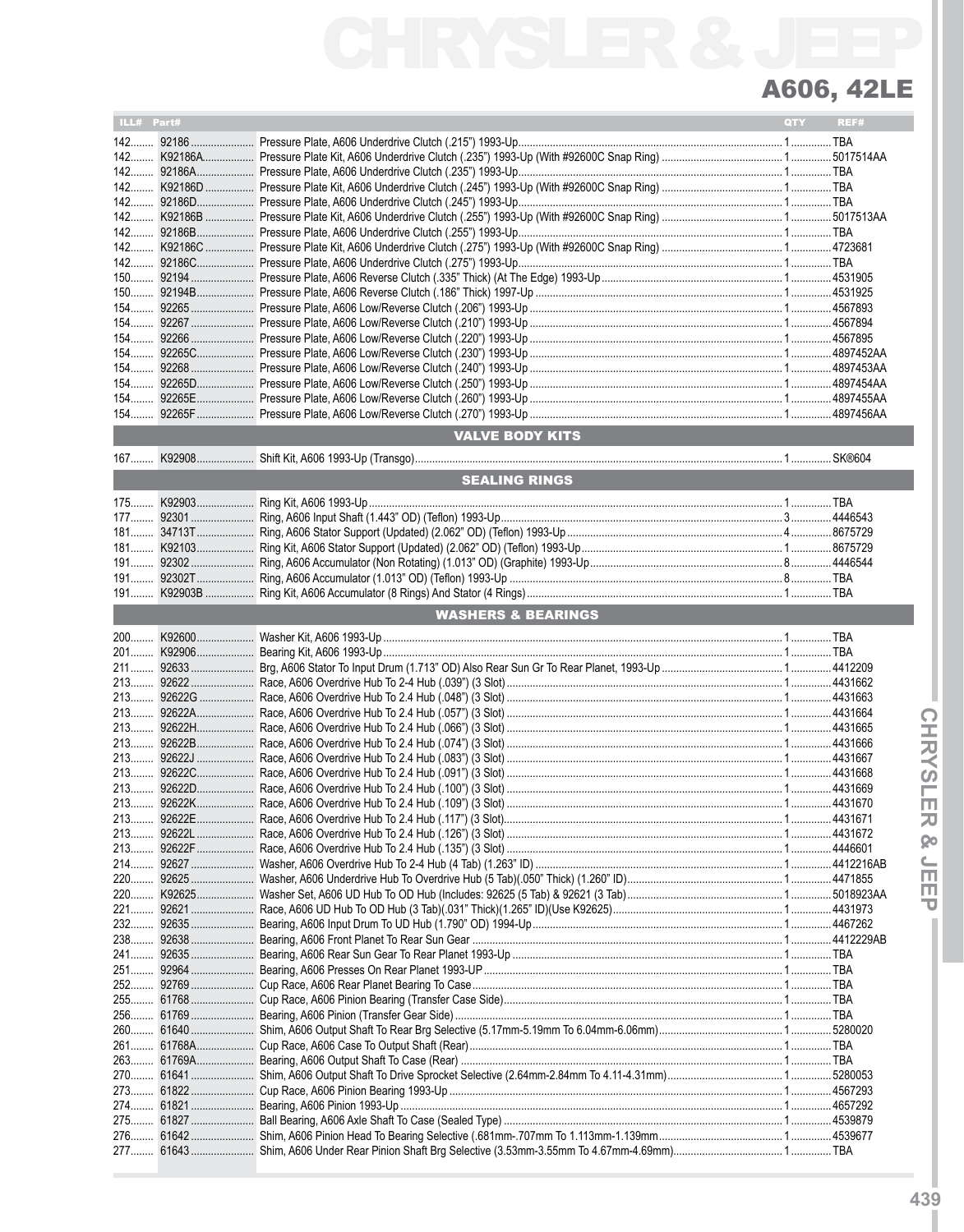# CHRYSLER & JEEP

## A606, 42LE

| ILL# | Part# | | QTY | REF# |
|---|---|---|---|---|
| 142 | 92186 | Pressure Plate, A606 Underdrive Clutch (.215") 1993-Up | 1 | TBA |
| 142 | K92186A | Pressure Plate Kit, A606 Underdrive Clutch (.235") 1993-Up (With #92600C Snap Ring) | 1 | 5017514AA |
| 142 | 92186A | Pressure Plate, A606 Underdrive Clutch (.235") 1993-Up | 1 | TBA |
| 142 | K92186D | Pressure Plate Kit, A606 Underdrive Clutch (.245") 1993-Up (With #92600C Snap Ring) | 1 | TBA |
| 142 | 92186D | Pressure Plate, A606 Underdrive Clutch (.245") 1993-Up | 1 | TBA |
| 142 | K92186B | Pressure Plate Kit, A606 Underdrive Clutch (.255") 1993-Up (With #92600C Snap Ring) | 1 | 5017513AA |
| 142 | 92186B | Pressure Plate, A606 Underdrive Clutch (.255") 1993-Up | 1 | TBA |
| 142 | K92186C | Pressure Plate Kit, A606 Underdrive Clutch (.275") 1993-Up (With #92600C Snap Ring) | 1 | 4723681 |
| 142 | 92186C | Pressure Plate, A606 Underdrive Clutch (.275") 1993-Up | 1 | TBA |
| 150 | 92194 | Pressure Plate, A606 Reverse Clutch (.335" Thick) (At The Edge) 1993-Up | 1 | 4531905 |
| 150 | 92194B | Pressure Plate, A606 Reverse Clutch (.186" Thick) 1997-Up | 1 | 4531925 |
| 154 | 92265 | Pressure Plate, A606 Low/Reverse Clutch (.206") 1993-Up | 1 | 4567893 |
| 154 | 92267 | Pressure Plate, A606 Low/Reverse Clutch (.210") 1993-Up | 1 | 4567894 |
| 154 | 92266 | Pressure Plate, A606 Low/Reverse Clutch (.220") 1993-Up | 1 | 4567895 |
| 154 | 92265C | Pressure Plate, A606 Low/Reverse Clutch (.230") 1993-Up | 1 | 4897452AA |
| 154 | 92268 | Pressure Plate, A606 Low/Reverse Clutch (.240") 1993-Up | 1 | 4897453AA |
| 154 | 92265D | Pressure Plate, A606 Low/Reverse Clutch (.250") 1993-Up | 1 | 4897454AA |
| 154 | 92265E | Pressure Plate, A606 Low/Reverse Clutch (.260") 1993-Up | 1 | 4897455AA |
| 154 | 92265F | Pressure Plate, A606 Low/Reverse Clutch (.270") 1993-Up | 1 | 4897456AA |
| | | **VALVE BODY KITS** | | |
| 167 | K92908 | Shift Kit, A606 1993-Up (Transgo) | 1 | SK®604 |
| | | **SEALING RINGS** | | |
| 175 | K92903 | Ring Kit, A606 1993-Up | 1 | TBA |
| 177 | 92301 | Ring, A606 Input Shaft (1.443" OD) (Teflon) 1993-Up | 3 | 4446543 |
| 181 | 34713T | Ring, A606 Stator Support (Updated) (2.062" OD) (Teflon) 1993-Up | 4 | 8675729 |
| 181 | K92103 | Ring Kit, A606 Stator Support (Updated) (2.062" OD) (Teflon) 1993-Up | 1 | 8675729 |
| 191 | 92302 | Ring, A606 Accumulator (Non Rotating) (1.013" OD) (Graphite) 1993-Up | 8 | 4446544 |
| 191 | 92302T | Ring, A606 Accumulator (1.013" OD) (Teflon) 1993-Up | 8 | TBA |
| 191 | K92903B | Ring Kit, A606 Accumulator (8 Rings) And Stator (4 Rings) | 1 | TBA |
| | | **WASHERS & BEARINGS** | | |
| 200 | K92600 | Washer Kit, A606 1993-Up | 1 | TBA |
| 201 | K92906 | Bearing Kit, A606 1993-Up | 1 | TBA |
| 211 | 92633 | Brg, A606 Stator To Input Drum (1.713" OD) Also Rear Sun Gr To Rear Planet, 1993-Up | 1 | 4412209 |
| 213 | 92622 | Race, A606 Overdrive Hub To 2-4 Hub (.039") (3 Slot) | 1 | 4431662 |
| 213 | 92622G | Race, A606 Overdrive Hub To 2.4 Hub (.048") (3 Slot) | 1 | 4431663 |
| 213 | 92622A | Race, A606 Overdrive Hub To 2.4 Hub (.057") (3 Slot) | 1 | 4431664 |
| 213 | 92622H | Race, A606 Overdrive Hub To 2.4 Hub (.066") (3 Slot) | 1 | 4431665 |
| 213 | 92622B | Race, A606 Overdrive Hub To 2.4 Hub (.074") (3 Slot) | 1 | 4431666 |
| 213 | 92622J | Race, A606 Overdrive Hub To 2.4 Hub (.083") (3 Slot) | 1 | 4431667 |
| 213 | 92622C | Race, A606 Overdrive Hub To 2.4 Hub (.091") (3 Slot) | 1 | 4431668 |
| 213 | 92622D | Race, A606 Overdrive Hub To 2.4 Hub (.100") (3 Slot) | 1 | 4431669 |
| 213 | 92622K | Race, A606 Overdrive Hub To 2.4 Hub (.109") (3 Slot) | 1 | 4431670 |
| 213 | 92622E | Race, A606 Overdrive Hub To 2.4 Hub (.117") (3 Slot) | 1 | 4431671 |
| 213 | 92622L | Race, A606 Overdrive Hub To 2.4 Hub (.126") (3 Slot) | 1 | 4431672 |
| 213 | 92622F | Race, A606 Overdrive Hub To 2.4 Hub (.135") (3 Slot) | 1 | 4446601 |
| 214 | 92627 | Washer, A606 Overdrive Hub To 2-4 Hub (4 Tab) (1.263" ID) | 1 | 4412216AB |
| 220 | 92625 | Washer, A606 Underdrive Hub To Overdrive Hub (5 Tab)(.050" Thick) (1.260" ID) | 1 | 4471855 |
| 220 | K92625 | Washer Set, A606 UD Hub To OD Hub (Includes: 92625 (5 Tab) & 92621 (3 Tab) | 1 | 5018923AA |
| 221 | 92621 | Race, A606 UD Hub To OD Hub (3 Tab)(.031" Thick)(1.265" ID)(Use K92625) | 1 | 4431973 |
| 232 | 92635 | Bearing, A606 Input Drum To UD Hub (1.790" OD) 1994-Up | 1 | 4467262 |
| 238 | 92638 | Bearing, A606 Front Planet To Rear Sun Gear | 1 | 4412229AB |
| 241 | 92635 | Bearing, A606 Rear Sun Gear To Rear Planet 1993-Up | 1 | TBA |
| 251 | 92964 | Bearing, A606 Presses On Rear Planet 1993-UP | 1 | TBA |
| 252 | 92769 | Cup Race, A606 Rear Planet Bearing To Case | 1 | TBA |
| 255 | 61768 | Cup Race, A606 Pinion Bearing (Transfer Case Side) | 1 | TBA |
| 256 | 61769 | Bearing, A606 Pinion (Transfer Gear Side) | 1 | TBA |
| 260 | 61640 | Shim, A606 Output Shaft To Rear Brg Selective (5.17mm-5.19mm To 6.04mm-6.06mm) | 1 | 5280020 |
| 261 | 61768A | Cup Race, A606 Case To Output Shaft (Rear) | 1 | TBA |
| 263 | 61769A | Bearing, A606 Output Shaft To Case (Rear) | 1 | TBA |
| 270 | 61641 | Shim, A606 Output Shaft To Drive Sprocket Selective (2.64mm-2.84mm To 4.11-4.31mm) | 1 | 5280053 |
| 273 | 61822 | Cup Race, A606 Pinion Bearing 1993-Up | 1 | 4567293 |
| 274 | 61821 | Bearing, A606 Pinion 1993-Up | 1 | 4657292 |
| 275 | 61827 | Ball Bearing, A606 Axle Shaft To Case (Sealed Type) | 1 | 4539879 |
| 276 | 61642 | Shim, A606 Pinion Head To Bearing Selective (.681mm-.707mm To 1.113mm-1.139mm | 1 | 4539677 |
| 277 | 61643 | Shim, A606 Under Rear Pinion Shaft Brg Selective (3.53mm-3.55mm To 4.67mm-4.69mm) | 1 | TBA |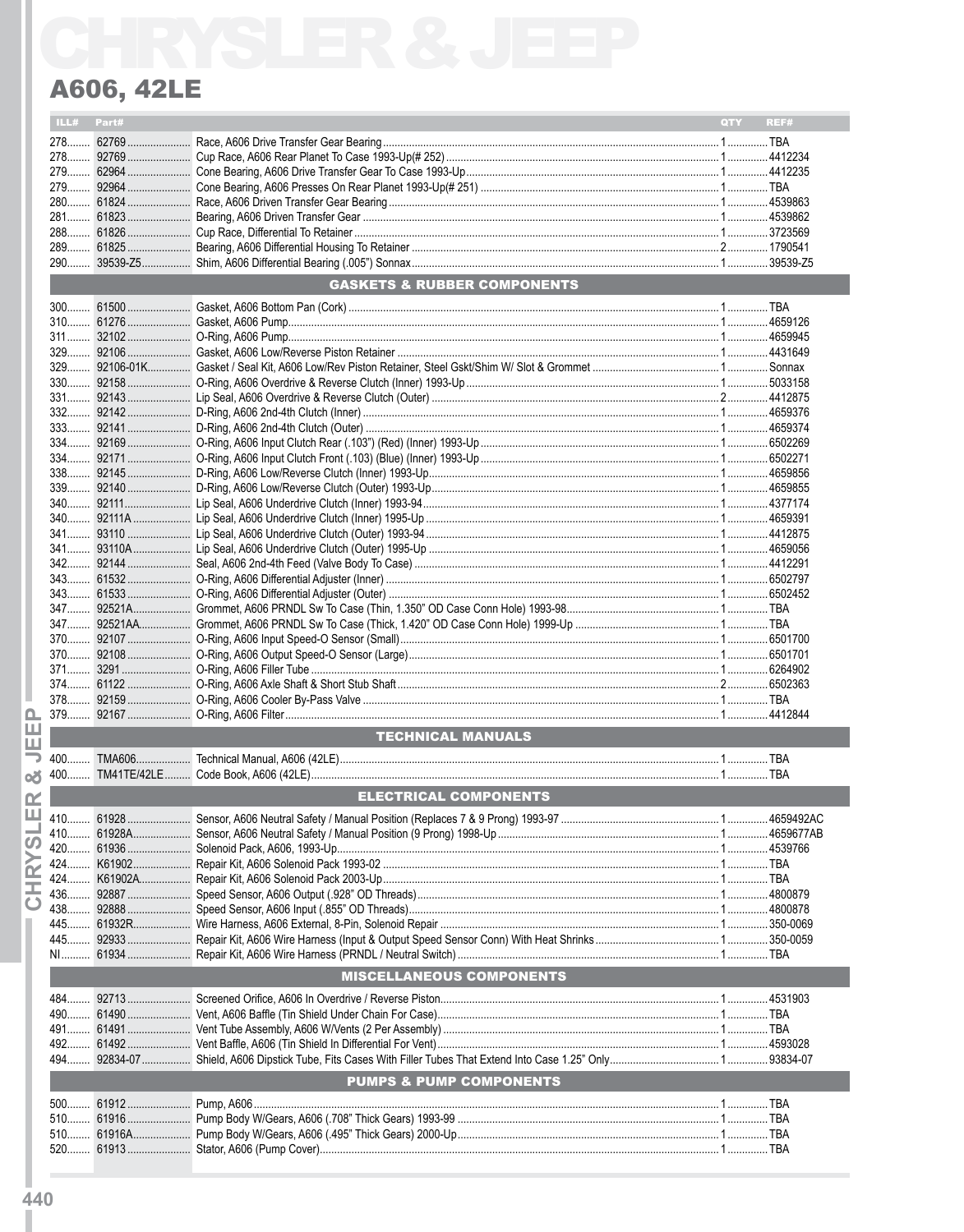# A606, 42LE

| ILL# | Part# | | QTY | REF# |
|---|---|---|---|---|
| 278 | 62769 | Race, A606 Drive Transfer Gear Bearing | 1 | TBA |
| 278 | 92769 | Cup Race, A606 Rear Planet To Case 1993-Up(# 252) | 1 | 4412234 |
| 279 | 62964 | Cone Bearing, A606 Drive Transfer Gear To Case 1993-Up | 1 | 4412235 |
| 279 | 92964 | Cone Bearing, A606 Presses On Rear Planet 1993-Up(# 251) | 1 | TBA |
| 280 | 61824 | Race, A606 Driven Transfer Gear Bearing | 1 | 4539863 |
| 281 | 61823 | Bearing, A606 Driven Transfer Gear | 1 | 4539862 |
| 288 | 61826 | Cup Race, Differential To Retainer | 1 | 3723569 |
| 289 | 61825 | Bearing, A606 Differential Housing To Retainer | 2 | 1790541 |
| 290 | 39539-Z5 | Shim, A606 Differential Bearing (.005") Sonnax | 1 | 39539-Z5 |
| | | **GASKETS & RUBBER COMPONENTS** | | |
| 300 | 61500 | Gasket, A606 Bottom Pan (Cork) | 1 | TBA |
| 310 | 61276 | Gasket, A606 Pump | 1 | 4659126 |
| 311 | 32102 | O-Ring, A606 Pump | 1 | 4659945 |
| 329 | 92106 | Gasket, A606 Low/Reverse Piston Retainer | 1 | 4431649 |
| 329 | 92106-01K | Gasket / Seal Kit, A606 Low/Rev Piston Retainer, Steel Gskt/Shim W/ Slot & Grommet | 1 | Sonnax |
| 330 | 92158 | O-Ring, A606 Overdrive & Reverse Clutch (Inner) 1993-Up | 1 | 5033158 |
| 331 | 92143 | Lip Seal, A606 Overdrive & Reverse Clutch (Outer) | 2 | 4412875 |
| 332 | 92142 | D-Ring, A606 2nd-4th Clutch (Inner) | 1 | 4659376 |
| 333 | 92141 | D-Ring, A606 2nd-4th Clutch (Outer) | 1 | 4659374 |
| 334 | 92169 | O-Ring, A606 Input Clutch Rear (.103") (Red) (Inner) 1993-Up | 1 | 6502269 |
| 334 | 92171 | O-Ring, A606 Input Clutch Front (.103) (Blue) (Inner) 1993-Up | 1 | 6502271 |
| 338 | 92145 | D-Ring, A606 Low/Reverse Clutch (Inner) 1993-Up | 1 | 4659856 |
| 339 | 92140 | D-Ring, A606 Low/Reverse Clutch (Outer) 1993-Up | 1 | 4659855 |
| 340 | 92111 | Lip Seal, A606 Underdrive Clutch (Inner) 1993-94 | 1 | 4377174 |
| 340 | 92111A | Lip Seal, A606 Underdrive Clutch (Inner) 1995-Up | 1 | 4659391 |
| 341 | 93110 | Lip Seal, A606 Underdrive Clutch (Outer) 1993-94 | 1 | 4412875 |
| 341 | 93110A | Lip Seal, A606 Underdrive Clutch (Outer) 1995-Up | 1 | 4659056 |
| 342 | 92144 | Seal, A606 2nd-4th Feed (Valve Body To Case) | 1 | 4412291 |
| 343 | 61532 | O-Ring, A606 Differential Adjuster (Inner) | 1 | 6502797 |
| 343 | 61533 | O-Ring, A606 Differential Adjuster (Outer) | 1 | 6502452 |
| 347 | 92521A | Grommet, A606 PRNDL Sw To Case (Thin, 1.350" OD Case Conn Hole) 1993-98 | 1 | TBA |
| 347 | 92521AA | Grommet, A606 PRNDL Sw To Case (Thick, 1.420" OD Case Conn Hole) 1999-Up | 1 | TBA |
| 370 | 92107 | O-Ring, A606 Input Speed-O Sensor (Small) | 1 | 6501700 |
| 370 | 92108 | O-Ring, A606 Output Speed-O Sensor (Large) | 1 | 6501701 |
| 371 | 3291 | O-Ring, A606 Filler Tube | 1 | 6264902 |
| 374 | 61122 | O-Ring, A606 Axle Shaft & Short Stub Shaft | 2 | 6502363 |
| 378 | 92159 | O-Ring, A606 Cooler By-Pass Valve | 1 | TBA |
| 379 | 92167 | O-Ring, A606 Filter | 1 | 4412844 |
| | | **TECHNICAL MANUALS** | | |
| 400 | TMA606 | Technical Manual, A606 (42LE) | 1 | TBA |
| 400 | TM41TE/42LE | Code Book, A606 (42LE) | 1 | TBA |
| | | **ELECTRICAL COMPONENTS** | | |
| 410 | 61928 | Sensor, A606 Neutral Safety / Manual Position (Replaces 7 & 9 Prong) 1993-97 | 1 | 4659492AC |
| 410 | 61928A | Sensor, A606 Neutral Safety / Manual Position (9 Prong) 1998-Up | 1 | 4659677AB |
| 420 | 61936 | Solenoid Pack, A606, 1993-Up | 1 | 4539766 |
| 424 | K61902 | Repair Kit, A606 Solenoid Pack 1993-02 | 1 | TBA |
| 424 | K61902A | Repair Kit, A606 Solenoid Pack 2003-Up | 1 | TBA |
| 436 | 92887 | Speed Sensor, A606 Output (.928" OD Threads) | 1 | 4800879 |
| 438 | 92888 | Speed Sensor, A606 Input (.855" OD Threads) | 1 | 4800878 |
| 445 | 61932R | Wire Harness, A606 External, 8-Pin, Solenoid Repair | 1 | 350-0069 |
| 445 | 92933 | Repair Kit, A606 Wire Harness (Input & Output Speed Sensor Conn) With Heat Shrinks | 1 | 350-0059 |
| NI | 61934 | Repair Kit, A606 Wire Harness (PRNDL / Neutral Switch) | 1 | TBA |
| | | **MISCELLANEOUS COMPONENTS** | | |
| 484 | 92713 | Screened Orifice, A606 In Overdrive / Reverse Piston | 1 | 4531903 |
| 490 | 61490 | Vent, A606 Baffle (Tin Shield Under Chain For Case) | 1 | TBA |
| 491 | 61491 | Vent Tube Assembly, A606 W/Vents (2 Per Assembly) | 1 | TBA |
| 492 | 61492 | Vent Baffle, A606 (Tin Shield In Differential For Vent) | 1 | 4593028 |
| 494 | 92834-07 | Shield, A606 Dipstick Tube, Fits Cases With Filler Tubes That Extend Into Case 1.25" Only | 1 | 93834-07 |
| | | **PUMPS & PUMP COMPONENTS** | | |
| 500 | 61912 | Pump, A606 | 1 | TBA |
| 510 | 61916 | Pump Body W/Gears, A606 (.708" Thick Gears) 1993-99 | 1 | TBA |
| 510 | 61916A | Pump Body W/Gears, A606 (.495" Thick Gears) 2000-Up | 1 | TBA |
| 520 | 61913 | Stator, A606 (Pump Cover) | 1 | TBA |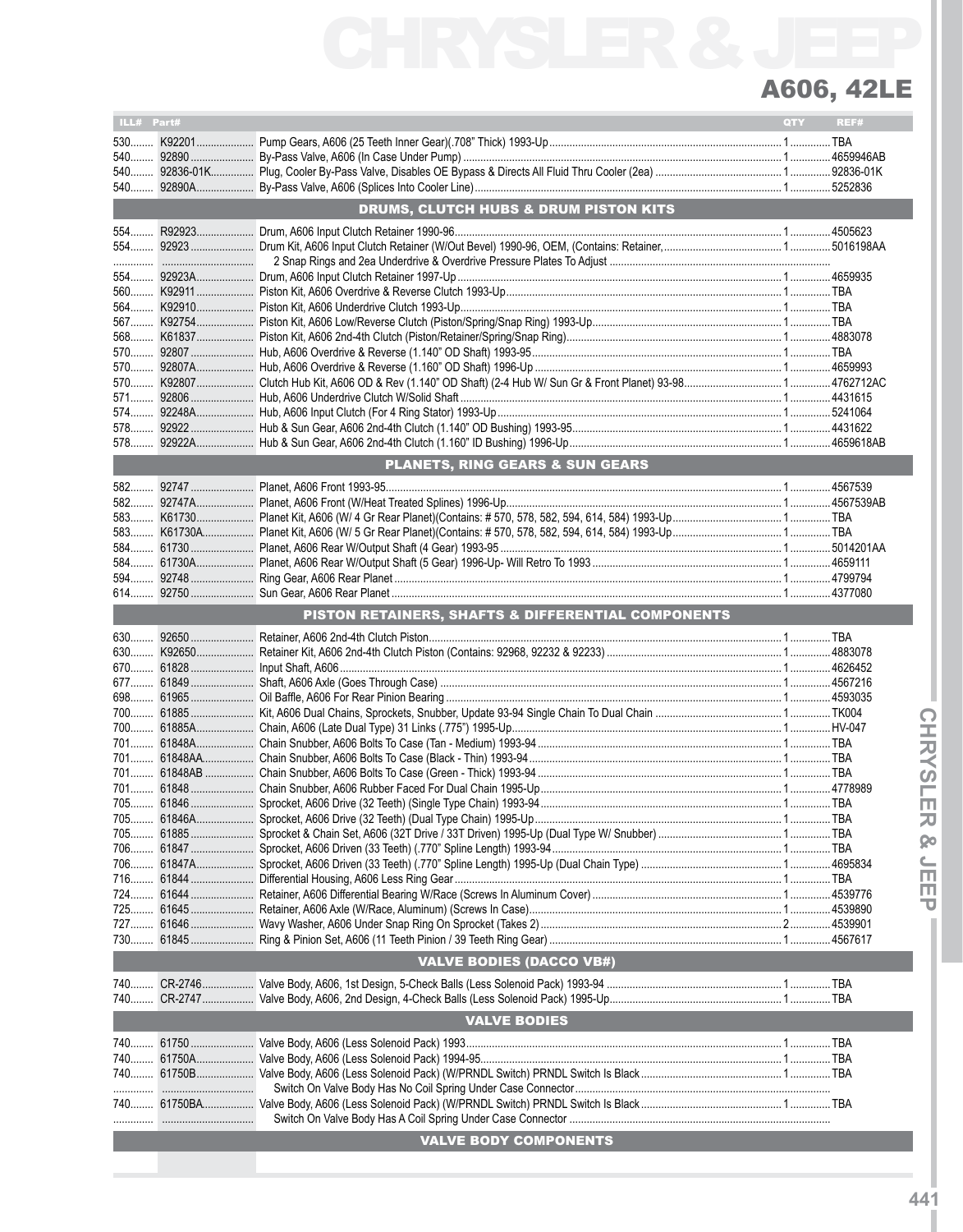# CHRYSLER & JEEP

## A606, 42LE

| ILL# | Part# | Description | QTY | REF# |
|---|---|---|---|---|
| 530 | K92201 | Pump Gears, A606 (25 Teeth Inner Gear)(.708" Thick) 1993-Up | 1 | TBA |
| 540 | 92890 | By-Pass Valve, A606 (In Case Under Pump) | 1 | 4659946AB |
| 540 | 92836-01K | Plug, Cooler By-Pass Valve, Disables OE Bypass & Directs All Fluid Thru Cooler (2ea) | 1 | 92836-01K |
| 540 | 92890A | By-Pass Valve, A606 (Splices Into Cooler Line) | 1 | 5252836 |
| | | **DRUMS, CLUTCH HUBS & DRUM PISTON KITS** | | |
| 554 | R92923 | Drum, A606 Input Clutch Retainer 1990-96 | 1 | 4505623 |
| 554 | 92923 | Drum Kit, A606 Input Clutch Retainer (W/Out Bevel) 1990-96, OEM, (Contains: Retainer, | 1 | 5016198AA |
| | | 2 Snap Rings and 2ea Underdrive & Overdrive Pressure Plates To Adjust | | |
| 554 | 92923A | Drum, A606 Input Clutch Retainer 1997-Up | 1 | 4659935 |
| 560 | K92911 | Piston Kit, A606 Overdrive & Reverse Clutch 1993-Up | 1 | TBA |
| 564 | K92910 | Piston Kit, A606 Underdrive Clutch 1993-Up | 1 | TBA |
| 567 | K92754 | Piston Kit, A606 Low/Reverse Clutch (Piston/Spring/Snap Ring) 1993-Up | 1 | TBA |
| 568 | K61837 | Piston Kit, A606 2nd-4th Clutch (Piston/Retainer/Spring/Snap Ring) | 1 | 4883078 |
| 570 | 92807 | Hub, A606 Overdrive & Reverse (1.140" OD Shaft) 1993-95 | 1 | TBA |
| 570 | 92807A | Hub, A606 Overdrive & Reverse (1.160" OD Shaft) 1996-Up | 1 | 4659993 |
| 570 | K92807 | Clutch Hub Kit, A606 OD & Rev (1.140" OD Shaft) (2-4 Hub W/ Sun Gr & Front Planet) 93-98 | 1 | 4762712AC |
| 571 | 92806 | Hub, A606 Underdrive Clutch W/Solid Shaft | 1 | 4431615 |
| 574 | 92248A | Hub, A606 Input Clutch (For 4 Ring Stator) 1993-Up | 1 | 5241064 |
| 578 | 92922 | Hub & Sun Gear, A606 2nd-4th Clutch (1.140" OD Bushing) 1993-95 | 1 | 4431622 |
| 578 | 92922A | Hub & Sun Gear, A606 2nd-4th Clutch (1.160" ID Bushing) 1996-Up | 1 | 4659618AB |
| | | **PLANETS, RING GEARS & SUN GEARS** | | |
| 582 | 92747 | Planet, A606 Front 1993-95 | 1 | 4567539 |
| 582 | 92747A | Planet, A606 Front (W/Heat Treated Splines) 1996-Up | 1 | 4567539AB |
| 583 | K61730 | Planet Kit, A606 (W/ 4 Gr Rear Planet)(Contains: # 570, 578, 582, 594, 614, 584) 1993-Up | 1 | TBA |
| 583 | K61730A | Planet Kit, A606 (W/ 5 Gr Rear Planet)(Contains: # 570, 578, 582, 594, 614, 584) 1993-Up | 1 | TBA |
| 584 | 61730 | Planet, A606 Rear W/Output Shaft (4 Gear) 1993-95 | 1 | 5014201AA |
| 584 | 61730A | Planet, A606 Rear W/Output Shaft (5 Gear) 1996-Up- Will Retro To 1993 | 1 | 4659111 |
| 594 | 92748 | Ring Gear, A606 Rear Planet | 1 | 4799794 |
| 614 | 92750 | Sun Gear, A606 Rear Planet | 1 | 4377080 |
| | | **PISTON RETAINERS, SHAFTS & DIFFERENTIAL COMPONENTS** | | |
| 630 | 92650 | Retainer, A606 2nd-4th Clutch Piston | 1 | TBA |
| 630 | K92650 | Retainer Kit, A606 2nd-4th Clutch Piston (Contains: 92968, 92232 & 92233) | 1 | 4883078 |
| 670 | 61828 | Input Shaft, A606 | 1 | 4626452 |
| 677 | 61849 | Shaft, A606 Axle (Goes Through Case) | 1 | 4567216 |
| 698 | 61965 | Oil Baffle, A606 For Rear Pinion Bearing | 1 | 4593035 |
| 700 | 61885 | Kit, A606 Dual Chains, Sprockets, Snubber, Update 93-94 Single Chain To Dual Chain | 1 | TK004 |
| 700 | 61885A | Chain, A606 (Late Dual Type) 31 Links (.775") 1995-Up | 1 | HV-047 |
| 701 | 61848A | Chain Snubber, A606 Bolts To Case (Tan - Medium) 1993-94 | 1 | TBA |
| 701 | 61848AA | Chain Snubber, A606 Bolts To Case (Black - Thin) 1993-94 | 1 | TBA |
| 701 | 61848AB | Chain Snubber, A606 Bolts To Case (Green - Thick) 1993-94 | 1 | TBA |
| 701 | 61848 | Chain Snubber, A606 Rubber Faced For Dual Chain 1995-Up | 1 | 4778989 |
| 705 | 61846 | Sprocket, A606 Drive (32 Teeth) (Single Type Chain) 1993-94 | 1 | TBA |
| 705 | 61846A | Sprocket, A606 Drive (32 Teeth) (Dual Type Chain) 1995-Up | 1 | TBA |
| 705 | 61885 | Sprocket & Chain Set, A606 (32T Drive / 33T Driven) 1995-Up (Dual Type W/ Snubber) | 1 | TBA |
| 706 | 61847 | Sprocket, A606 Driven (33 Teeth) (.770" Spline Length) 1993-94 | 1 | TBA |
| 706 | 61847A | Sprocket, A606 Driven (33 Teeth) (.770" Spline Length) 1995-Up (Dual Chain Type) | 1 | 4695834 |
| 716 | 61844 | Differential Housing, A606 Less Ring Gear | 1 | TBA |
| 724 | 61644 | Retainer, A606 Differential Bearing W/Race (Screws In Aluminum Cover) | 1 | 4539776 |
| 725 | 61645 | Retainer, A606 Axle (W/Race, Aluminum) (Screws In Case) | 1 | 4539890 |
| 727 | 61646 | Wavy Washer, A606 Under Snap Ring On Sprocket (Takes 2) | 2 | 4539901 |
| 730 | 61845 | Ring & Pinion Set, A606 (11 Teeth Pinion / 39 Teeth Ring Gear) | 1 | 4567617 |
| | | **VALVE BODIES (DACCO VB#)** | | |
| 740 | CR-2746 | Valve Body, A606, 1st Design, 5-Check Balls (Less Solenoid Pack) 1993-94 | 1 | TBA |
| 740 | CR-2747 | Valve Body, A606, 2nd Design, 4-Check Balls (Less Solenoid Pack) 1995-Up | 1 | TBA |
| | | **VALVE BODIES** | | |
| 740 | 61750 | Valve Body, A606 (Less Solenoid Pack) 1993 | 1 | TBA |
| 740 | 61750A | Valve Body, A606 (Less Solenoid Pack) 1994-95 | 1 | TBA |
| 740 | 61750B | Valve Body, A606 (Less Solenoid Pack) (W/PRNDL Switch) PRNDL Switch Is Black | 1 | TBA |
| | | Switch On Valve Body Has No Coil Spring Under Case Connector | | |
| 740 | 61750BA | Valve Body, A606 (Less Solenoid Pack) (W/PRNDL Switch) PRNDL Switch Is Black | 1 | TBA |
| | | Switch On Valve Body Has A Coil Spring Under Case Connector | | |
| | | **VALVE BODY COMPONENTS** | | |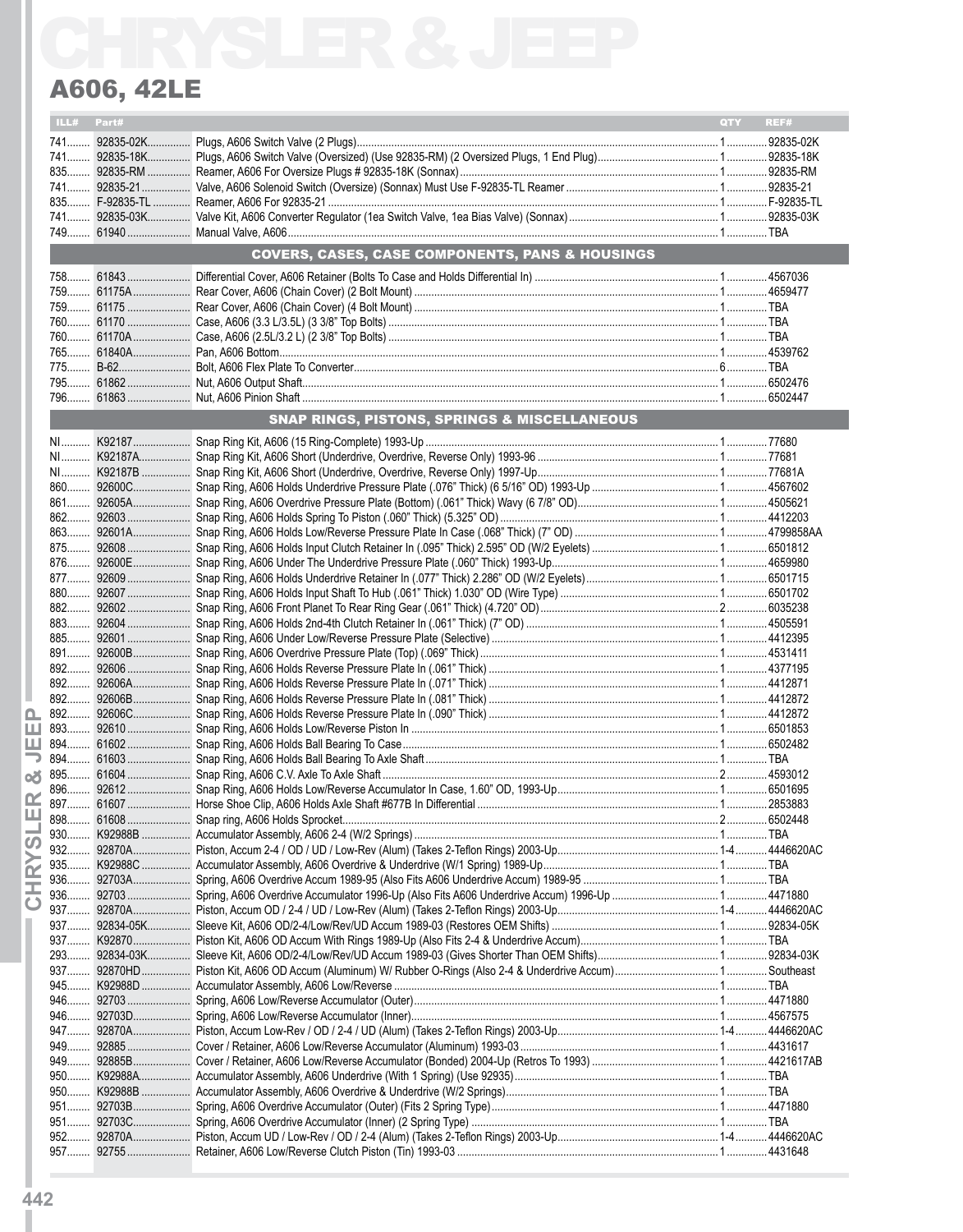# CHRYSLER & JEEP

## A606, 42LE

| ILL# | Part# | | QTY | REF# |
|---|---|---|---|---|
| 741 | 92835-02K | Plugs, A606 Switch Valve (2 Plugs) | 1 | 92835-02K |
| 741 | 92835-18K | Plugs, A606 Switch Valve (Oversized) (Use 92835-RM) (2 Oversized Plugs, 1 End Plug) | 1 | 92835-18K |
| 835 | 92835-RM | Reamer, A606 For Oversize Plugs # 92835-18K (Sonnax) | 1 | 92835-RM |
| 741 | 92835-21 | Valve, A606 Solenoid Switch (Oversize) (Sonnax) Must Use F-92835-TL Reamer | 1 | 92835-21 |
| 835 | F-92835-TL | Reamer, A606 For 92835-21 | 1 | F-92835-TL |
| 741 | 92835-03K | Valve Kit, A606 Converter Regulator (1ea Switch Valve, 1ea Bias Valve) (Sonnax) | 1 | 92835-03K |
| 749 | 61940 | Manual Valve, A606 | 1 | TBA |
| | | **COVERS, CASES, CASE COMPONENTS, PANS & HOUSINGS** | | |
| 758 | 61843 | Differential Cover, A606 Retainer (Bolts To Case and Holds Differential In) | 1 | 4567036 |
| 759 | 61175A | Rear Cover, A606 (Chain Cover) (2 Bolt Mount) | 1 | 4659477 |
| 759 | 61175 | Rear Cover, A606 (Chain Cover) (4 Bolt Mount) | 1 | TBA |
| 760 | 61170 | Case, A606 (3.3 L/3.5L) (3 3/8" Top Bolts) | 1 | TBA |
| 760 | 61170A | Case, A606 (2.5L/3.2 L) (2 3/8" Top Bolts) | 1 | TBA |
| 765 | 61840A | Pan, A606 Bottom | 1 | 4539762 |
| 775 | B-62 | Bolt, A606 Flex Plate To Converter | 6 | TBA |
| 795 | 61862 | Nut, A606 Output Shaft | 1 | 6502476 |
| 796 | 61863 | Nut, A606 Pinion Shaft | 1 | 6502447 |
| | | **SNAP RINGS, PISTONS, SPRINGS & MISCELLANEOUS** | | |
| NI | K92187 | Snap Ring Kit, A606 (15 Ring-Complete) 1993-Up | 1 | 77680 |
| NI | K92187A | Snap Ring Kit, A606 Short (Underdrive, Overdrive, Reverse Only) 1993-96 | 1 | 77681 |
| NI | K92187B | Snap Ring Kit, A606 Short (Underdrive, Overdrive, Reverse Only) 1997-Up | 1 | 77681A |
| 860 | 92600C | Snap Ring, A606 Holds Underdrive Pressure Plate (.076" Thick) (6 5/16" OD) 1993-Up | 1 | 4567602 |
| 861 | 92605A | Snap Ring, A606 Overdrive Pressure Plate (Bottom) (.061" Thick) Wavy (6 7/8" OD) | 1 | 4505621 |
| 862 | 92603 | Snap Ring, A606 Holds Spring To Piston (.060" Thick) (5.325" OD) | 1 | 4412203 |
| 863 | 92601A | Snap Ring, A606 Holds Low/Reverse Pressure Plate In Case (.068" Thick) (7" OD) | 1 | 4799858AA |
| 875 | 92608 | Snap Ring, A606 Holds Input Clutch Retainer In (.095" Thick) 2.595" OD (W/2 Eyelets) | 1 | 6501812 |
| 876 | 92600E | Snap Ring, A606 Under The Underdrive Pressure Plate (.060" Thick) 1993-Up | 1 | 4659980 |
| 877 | 92609 | Snap Ring, A606 Holds Underdrive Retainer In (.077" Thick) 2.286" OD (W/2 Eyelets) | 1 | 6501715 |
| 880 | 92607 | Snap Ring, A606 Holds Input Shaft To Hub (.061" Thick) 1.030" OD (Wire Type) | 1 | 6501702 |
| 882 | 92602 | Snap Ring, A606 Front Planet To Rear Ring Gear (.061" Thick) (4.720" OD) | 2 | 6035238 |
| 883 | 92604 | Snap Ring, A606 Holds 2nd-4th Clutch Retainer In (.061" Thick) (7" OD) | 1 | 4505591 |
| 885 | 92601 | Snap Ring, A606 Under Low/Reverse Pressure Plate (Selective) | 1 | 4412395 |
| 891 | 92600B | Snap Ring, A606 Overdrive Pressure Plate (Top) (.069" Thick) | 1 | 4531411 |
| 892 | 92606 | Snap Ring, A606 Holds Reverse Pressure Plate In (.061" Thick) | 1 | 4377195 |
| 892 | 92606A | Snap Ring, A606 Holds Reverse Pressure Plate In (.071" Thick) | 1 | 4412871 |
| 892 | 92606B | Snap Ring, A606 Holds Reverse Pressure Plate In (.081" Thick) | 1 | 4412872 |
| 892 | 92606C | Snap Ring, A606 Holds Reverse Pressure Plate In (.090" Thick) | 1 | 4412872 |
| 893 | 92610 | Snap Ring, A606 Holds Low/Reverse Piston In | 1 | 6501853 |
| 894 | 61602 | Snap Ring, A606 Holds Ball Bearing To Case | 1 | 6502482 |
| 894 | 61603 | Snap Ring, A606 Holds Ball Bearing To Axle Shaft | 1 | TBA |
| 895 | 61604 | Snap Ring, A606 C.V. Axle To Axle Shaft | 2 | 4593012 |
| 896 | 92612 | Snap Ring, A606 Holds Low/Reverse Accumulator In Case, 1.60" OD, 1993-Up | 1 | 6501695 |
| 897 | 61607 | Horse Shoe Clip, A606 Holds Axle Shaft #677B In Differential | 1 | 2853883 |
| 898 | 61608 | Snap ring, A606 Holds Sprocket | 2 | 6502448 |
| 930 | K92988B | Accumulator Assembly, A606 2-4 (W/2 Springs) | 1 | TBA |
| 932 | 92870A | Piston, Accum 2-4 / OD / UD / Low-Rev (Alum) (Takes 2-Teflon Rings) 2003-Up | 1-4 | 4446620AC |
| 935 | K92988C | Accumulator Assembly, A606 Overdrive & Underdrive (W/1 Spring) 1989-Up | 1 | TBA |
| 936 | 92703A | Spring, A606 Overdrive Accum 1989-95 (Also Fits A606 Underdrive Accum) 1989-95 | 1 | TBA |
| 936 | 92703 | Spring, A606 Overdrive Accumulator 1996-Up (Also Fits A606 Underdrive Accum) 1996-Up | 1 | 4471880 |
| 937 | 92870A | Piston, Accum OD / 2-4 / UD / Low-Rev (Alum) (Takes 2-Teflon Rings) 2003-Up | 1-4 | 4446620AC |
| 937 | 92834-05K | Sleeve Kit, A606 OD/2-4/Low/Rev/UD Accum 1989-03 (Restores OEM Shifts) | 1 | 92834-05K |
| 937 | K92870 | Piston Kit, A606 OD Accum With Rings 1989-Up (Also Fits 2-4 & Underdrive Accum) | 1 | TBA |
| 293 | 92834-03K | Sleeve Kit, A606 OD/2-4/Low/Rev/UD Accum 1989-03 (Gives Shorter Than OEM Shifts) | 1 | 92834-03K |
| 937 | 92870HD | Piston Kit, A606 OD Accum (Aluminum) W/ Rubber O-Rings (Also 2-4 & Underdrive Accum) | 1 | Southeast |
| 945 | K92988D | Accumulator Assembly, A606 Low/Reverse | 1 | TBA |
| 946 | 92703 | Spring, A606 Low/Reverse Accumulator (Outer) | 1 | 4471880 |
| 946 | 92703D | Spring, A606 Low/Reverse Accumulator (Inner) | 1 | 4567575 |
| 947 | 92870A | Piston, Accum Low-Rev / OD / 2-4 / UD (Alum) (Takes 2-Teflon Rings) 2003-Up | 1-4 | 4446620AC |
| 949 | 92885 | Cover / Retainer, A606 Low/Reverse Accumulator (Aluminum) 1993-03 | 1 | 4431617 |
| 949 | 92885B | Cover / Retainer, A606 Low/Reverse Accumulator (Bonded) 2004-Up (Retros To 1993) | 1 | 4421617AB |
| 950 | K92988A | Accumulator Assembly, A606 Underdrive (With 1 Spring) (Use 92935) | 1 | TBA |
| 950 | K92988B | Accumulator Assembly, A606 Overdrive & Underdrive (W/2 Springs) | 1 | TBA |
| 951 | 92703B | Spring, A606 Overdrive Accumulator (Outer) (Fits 2 Spring Type) | 1 | 4471880 |
| 951 | 92703C | Spring, A606 Overdrive Accumulator (Inner) (2 Spring Type) | 1 | TBA |
| 952 | 92870A | Piston, Accum UD / Low-Rev / OD / 2-4 (Alum) (Takes 2-Teflon Rings) 2003-Up | 1-4 | 4446620AC |
| 957 | 92755 | Retainer, A606 Low/Reverse Clutch Piston (Tin) 1993-03 | 1 | 4431648 |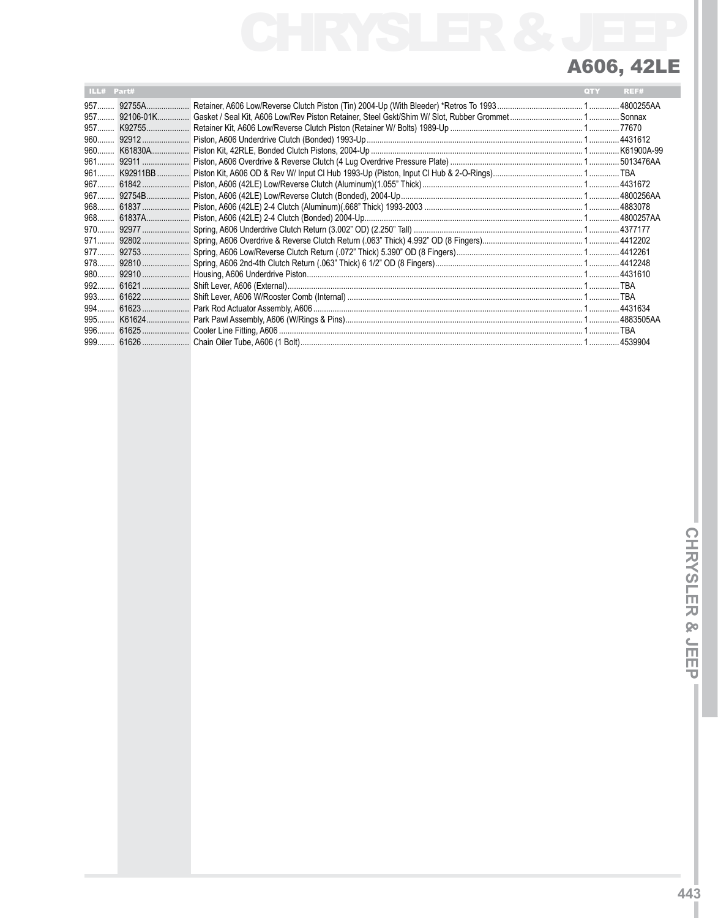# CHRYSLER & JEEP

## A606, 42LE

| ILL# | Part# | | QTY | REF# |
|---|---|---|---|---|
| 957 | 92755A | Retainer, A606 Low/Reverse Clutch Piston (Tin) 2004-Up (With Bleeder) *Retros To 1993 | 1 | 4800255AA |
| 957 | 92106-01K | Gasket / Seal Kit, A606 Low/Rev Piston Retainer, Steel Gskt/Shim W/ Slot, Rubber Grommet | 1 | Sonnax |
| 957 | K92755 | Retainer Kit, A606 Low/Reverse Clutch Piston (Retainer W/ Bolts) 1989-Up | 1 | 77670 |
| 960 | 92912 | Piston, A606 Underdrive Clutch (Bonded) 1993-Up | 1 | 4431612 |
| 960 | K61830A | Piston Kit, 42RLE, Bonded Clutch Pistons, 2004-Up | 1 | K61900A-99 |
| 961 | 92911 | Piston, A606 Overdrive & Reverse Clutch (4 Lug Overdrive Pressure Plate) | 1 | 5013476AA |
| 961 | K92911BB | Piston Kit, A606 OD & Rev W/ Input Cl Hub 1993-Up (Piston, Input Cl Hub & 2-O-Rings) | 1 | TBA |
| 967 | 61842 | Piston, A606 (42LE) Low/Reverse Clutch (Aluminum)(1.055" Thick) | 1 | 4431672 |
| 967 | 92754B | Piston, A606 (42LE) Low/Reverse Clutch (Bonded), 2004-Up | 1 | 4800256AA |
| 968 | 61837 | Piston, A606 (42LE) 2-4 Clutch (Aluminum)(.668" Thick) 1993-2003 | 1 | 4883078 |
| 968 | 61837A | Piston, A606 (42LE) 2-4 Clutch (Bonded) 2004-Up | 1 | 4800257AA |
| 970 | 92977 | Spring, A606 Underdrive Clutch Return (3.002" OD) (2.250" Tall) | 1 | 4377177 |
| 971 | 92802 | Spring, A606 Overdrive & Reverse Clutch Return (.063" Thick) 4.992" OD (8 Fingers) | 1 | 4412202 |
| 977 | 92753 | Spring, A606 Low/Reverse Clutch Return (.072" Thick) 5.390" OD (8 Fingers) | 1 | 4412261 |
| 978 | 92810 | Spring, A606 2nd-4th Clutch Return (.063" Thick) 6 1/2" OD (8 Fingers) | 1 | 4412248 |
| 980 | 92910 | Housing, A606 Underdrive Piston | 1 | 4431610 |
| 992 | 61621 | Shift Lever, A606 (External) | 1 | TBA |
| 993 | 61622 | Shift Lever, A606 W/Rooster Comb (Internal) | 1 | TBA |
| 994 | 61623 | Park Rod Actuator Assembly, A606 | 1 | 4431634 |
| 995 | K61624 | Park Pawl Assembly, A606 (W/Rings & Pins) | 1 | 4883505AA |
| 996 | 61625 | Cooler Line Fitting, A606 | 1 | TBA |
| 999 | 61626 | Chain Oiler Tube, A606 (1 Bolt) | 1 | 4539904 |